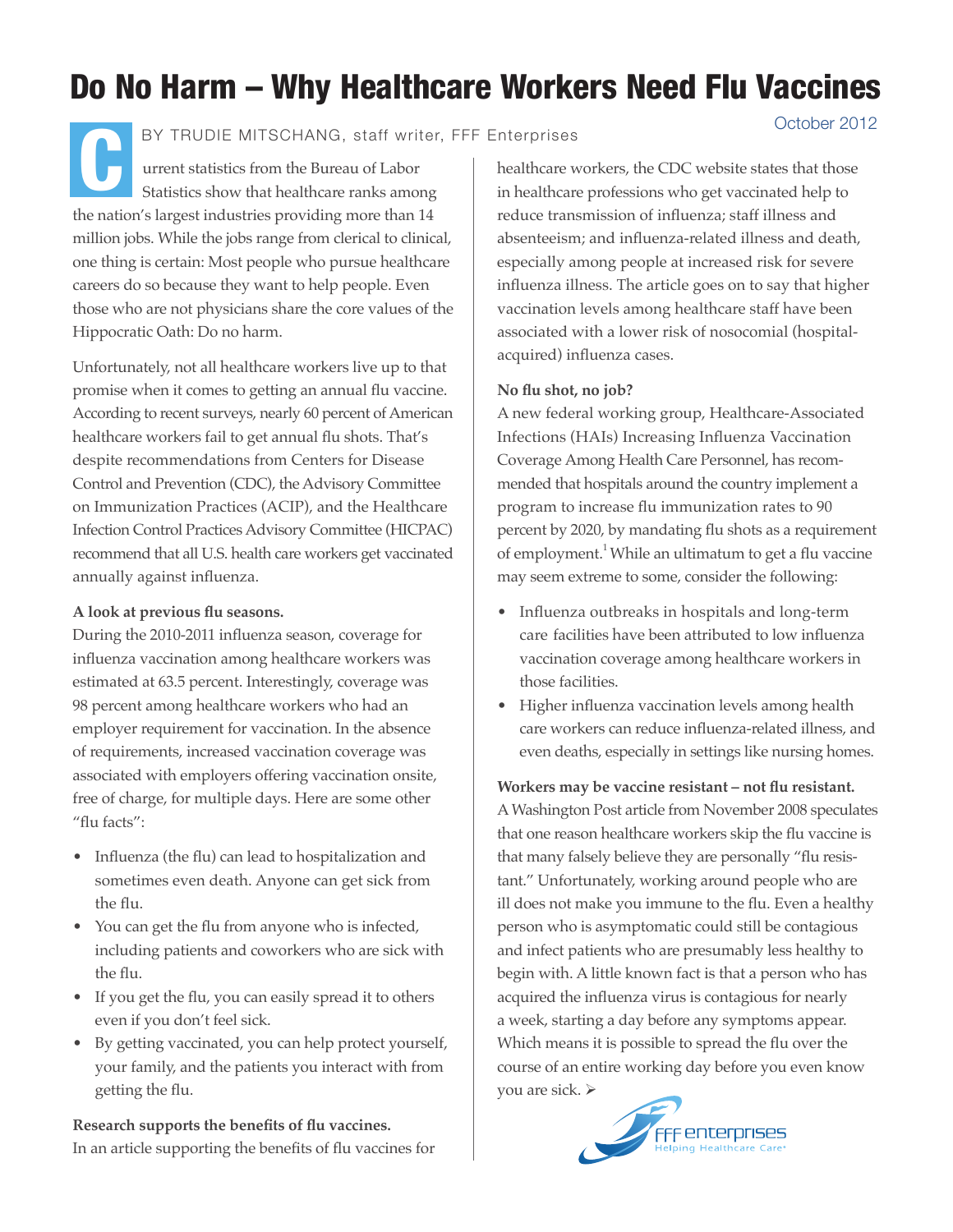# Do No Harm – Why Healthcare Workers Need Flu Vaccines

October 2012

BY TRUDIE MITSCHANG, staff writer, FFF Enterprises

Current statistics from the Bureau of Labor Statistics show that healthcare ranks among the nation's largest industries providing more than 14 million jobs. While the jobs range from clerical to clinical, one thing is certain: Most people who pursue healthcare careers do so because they want to help people. Even those who are not physicians share the core values of the Hippocratic Oath: Do no harm.

Unfortunately, not all healthcare workers live up to that promise when it comes to getting an annual flu vaccine. According to recent surveys, nearly 60 percent of American healthcare workers fail to get annual flu shots. That's despite recommendations from Centers for Disease Control and Prevention (CDC), the Advisory Committee on Immunization Practices (ACIP), and the Healthcare Infection Control Practices Advisory Committee (HICPAC) recommend that all U.S. health care workers get vaccinated annually against influenza.

**A look at previous flu seasons.**

During the 2010-2011 influenza season, coverage for influenza vaccination among healthcare workers was estimated at 63.5 percent. Interestingly, coverage was 98 percent among healthcare workers who had an employer requirement for vaccination. In the absence of requirements, increased vaccination coverage was associated with employers offering vaccination onsite, free of charge, for multiple days. Here are some other "flu facts":

- Influenza (the flu) can lead to hospitalization and sometimes even death. Anyone can get sick from the flu.
- You can get the flu from anyone who is infected, including patients and coworkers who are sick with the flu.
- If you get the flu, you can easily spread it to others even if you don't feel sick.
- By getting vaccinated, you can help protect yourself, your family, and the patients you interact with from getting the flu.

**Research supports the benefits of flu vaccines.**

In an article supporting the benefits of flu vaccines for healthcare workers, the CDC website states that those in healthcare professions who get vaccinated help to reduce transmission of influenza; staff illness and absenteeism; and influenza-related illness and death, especially among people at increased risk for severe influenza illness. The article goes on to say that higher vaccination levels among healthcare staff have been associated with a lower risk of nosocomial (hospital-acquired) influenza cases.

**No flu shot, no job?**

A new federal working group, Healthcare-Associated Infections (HAIs) Increasing Influenza Vaccination Coverage Among Health Care Personnel, has recommended that hospitals around the country implement a program to increase flu immunization rates to 90 percent by 2020, by mandating flu shots as a requirement of employment.[1] While an ultimatum to get a flu vaccine may seem extreme to some, consider the following:

- Influenza outbreaks in hospitals and long-term care facilities have been attributed to low influenza vaccination coverage among healthcare workers in those facilities.
- Higher influenza vaccination levels among health care workers can reduce influenza-related illness, and even deaths, especially in settings like nursing homes.

**Workers may be vaccine resistant – not flu resistant.**

A Washington Post article from November 2008 speculates that one reason healthcare workers skip the flu vaccine is that many falsely believe they are personally "flu resistant." Unfortunately, working around people who are ill does not make you immune to the flu. Even a healthy person who is asymptomatic could still be contagious and infect patients who are presumably less healthy to begin with. A little known fact is that a person who has acquired the influenza virus is contagious for nearly a week, starting a day before any symptoms appear. Which means it is possible to spread the flu over the course of an entire working day before you even know you are sick. ➢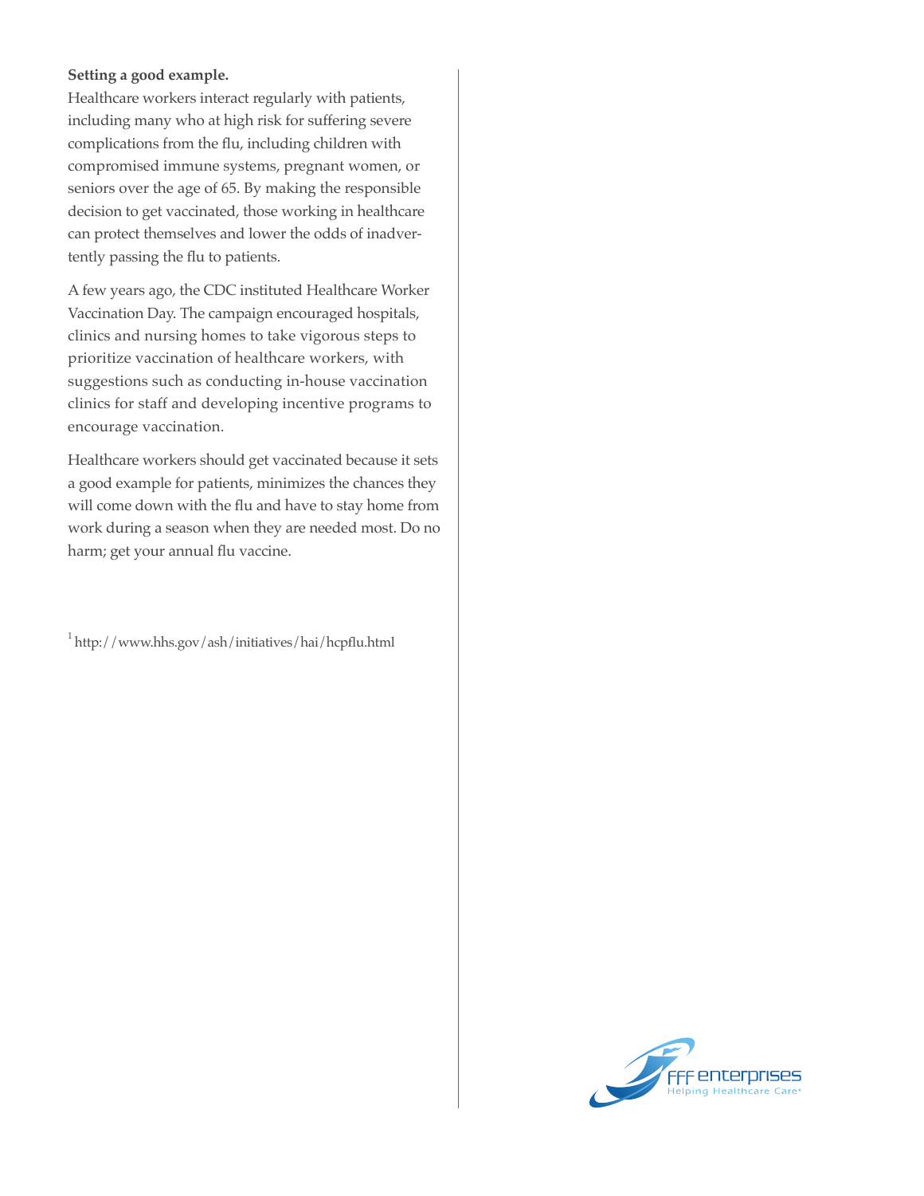**Setting a good example.**

Healthcare workers interact regularly with patients, including many who at high risk for suffering severe complications from the flu, including children with compromised immune systems, pregnant women, or seniors over the age of 65. By making the responsible decision to get vaccinated, those working in healthcare can protect themselves and lower the odds of inadvertently passing the flu to patients.

A few years ago, the CDC instituted Healthcare Worker Vaccination Day. The campaign encouraged hospitals, clinics and nursing homes to take vigorous steps to prioritize vaccination of healthcare workers, with suggestions such as conducting in-house vaccination clinics for staff and developing incentive programs to encourage vaccination.

Healthcare workers should get vaccinated because it sets a good example for patients, minimizes the chances they will come down with the flu and have to stay home from work during a season when they are needed most. Do no harm; get your annual flu vaccine.

[1] http://www.hhs.gov/ash/initiatives/hai/hcpflu.html

FFF enterprises
Helping Healthcare Care®